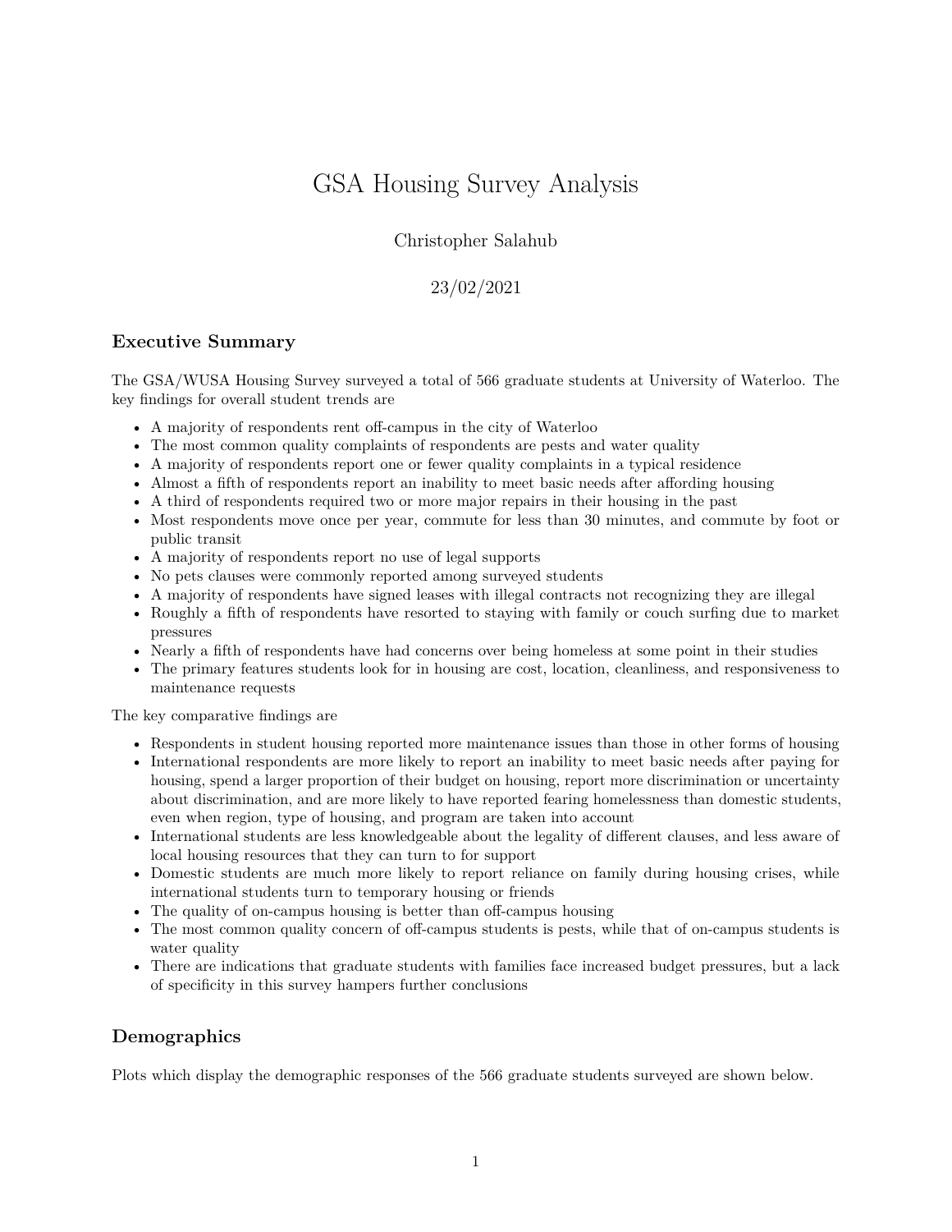# GSA Housing Survey Analysis

Christopher Salahub

23/02/2021

## Executive Summary

The GSA/WUSA Housing Survey surveyed a total of 566 graduate students at University of Waterloo. The key findings for overall student trends are

- A majority of respondents rent off-campus in the city of Waterloo
- The most common quality complaints of respondents are pests and water quality
- A majority of respondents report one or fewer quality complaints in a typical residence
- Almost a fifth of respondents report an inability to meet basic needs after affording housing
- A third of respondents required two or more major repairs in their housing in the past
- Most respondents move once per year, commute for less than 30 minutes, and commute by foot or public transit
- A majority of respondents report no use of legal supports
- No pets clauses were commonly reported among surveyed students
- A majority of respondents have signed leases with illegal contracts not recognizing they are illegal
- Roughly a fifth of respondents have resorted to staying with family or couch surfing due to market pressures
- Nearly a fifth of respondents have had concerns over being homeless at some point in their studies
- The primary features students look for in housing are cost, location, cleanliness, and responsiveness to maintenance requests

The key comparative findings are

- Respondents in student housing reported more maintenance issues than those in other forms of housing
- International respondents are more likely to report an inability to meet basic needs after paying for housing, spend a larger proportion of their budget on housing, report more discrimination or uncertainty about discrimination, and are more likely to have reported fearing homelessness than domestic students, even when region, type of housing, and program are taken into account
- International students are less knowledgeable about the legality of different clauses, and less aware of local housing resources that they can turn to for support
- Domestic students are much more likely to report reliance on family during housing crises, while international students turn to temporary housing or friends
- The quality of on-campus housing is better than off-campus housing
- The most common quality concern of off-campus students is pests, while that of on-campus students is water quality
- There are indications that graduate students with families face increased budget pressures, but a lack of specificity in this survey hampers further conclusions

## Demographics

Plots which display the demographic responses of the 566 graduate students surveyed are shown below.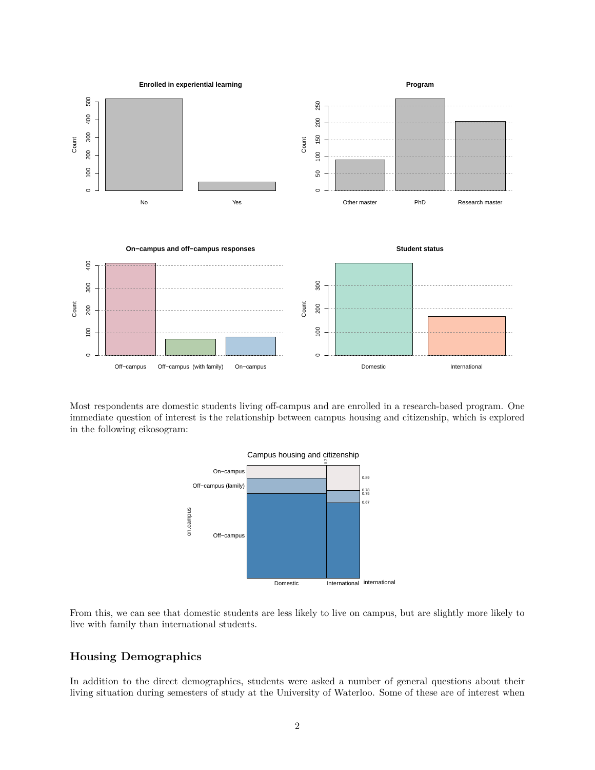Most respondents are domestic students living off-campus and are enrolled in a research-based program. One immediate question of interest is the relationship between campus housing and citizenship, which is explored in the following eikosogram:

From this, we can see that domestic students are less likely to live on campus, but are slightly more likely to live with family than international students.

## Housing Demographics

In addition to the direct demographics, students were asked a number of general questions about their living situation during semesters of study at the University of Waterloo. Some of these are of interest when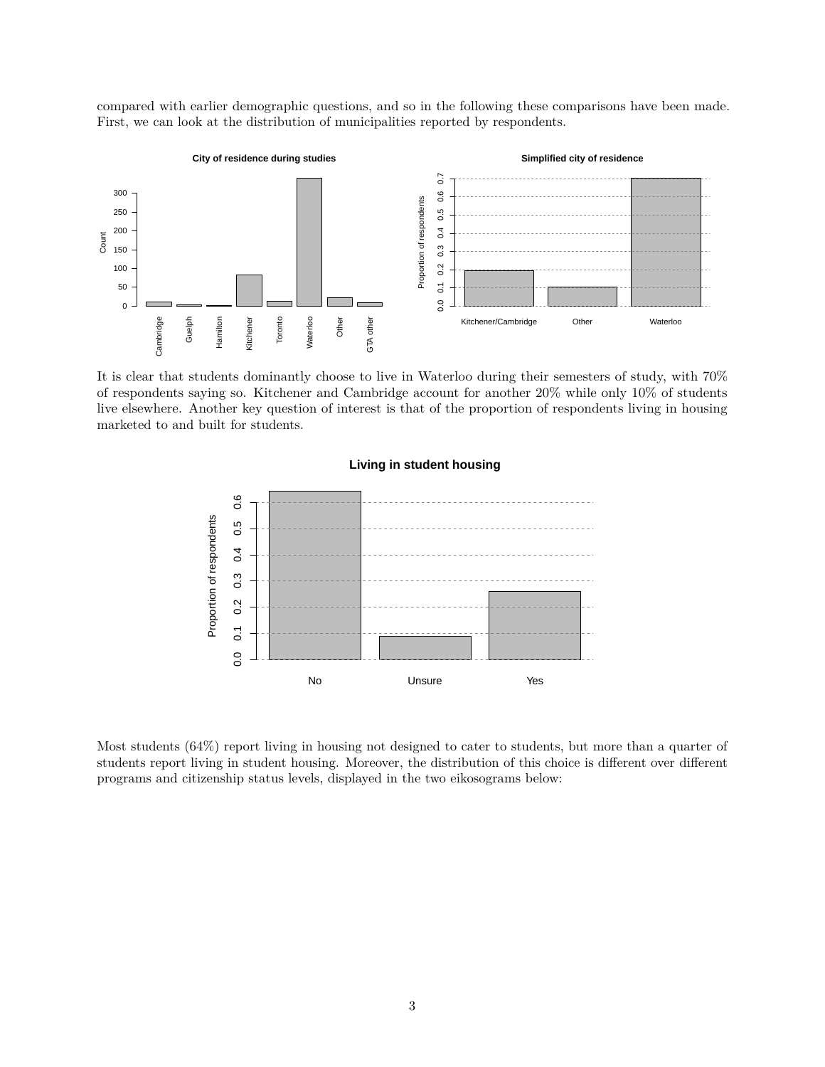compared with earlier demographic questions, and so in the following these comparisons have been made. First, we can look at the distribution of municipalities reported by respondents.

It is clear that students dominantly choose to live in Waterloo during their semesters of study, with 70% of respondents saying so. Kitchener and Cambridge account for another 20% while only 10% of students live elsewhere. Another key question of interest is that of the proportion of respondents living in housing marketed to and built for students.

Most students (64%) report living in housing not designed to cater to students, but more than a quarter of students report living in student housing. Moreover, the distribution of this choice is different over different programs and citizenship status levels, displayed in the two eikosograms below: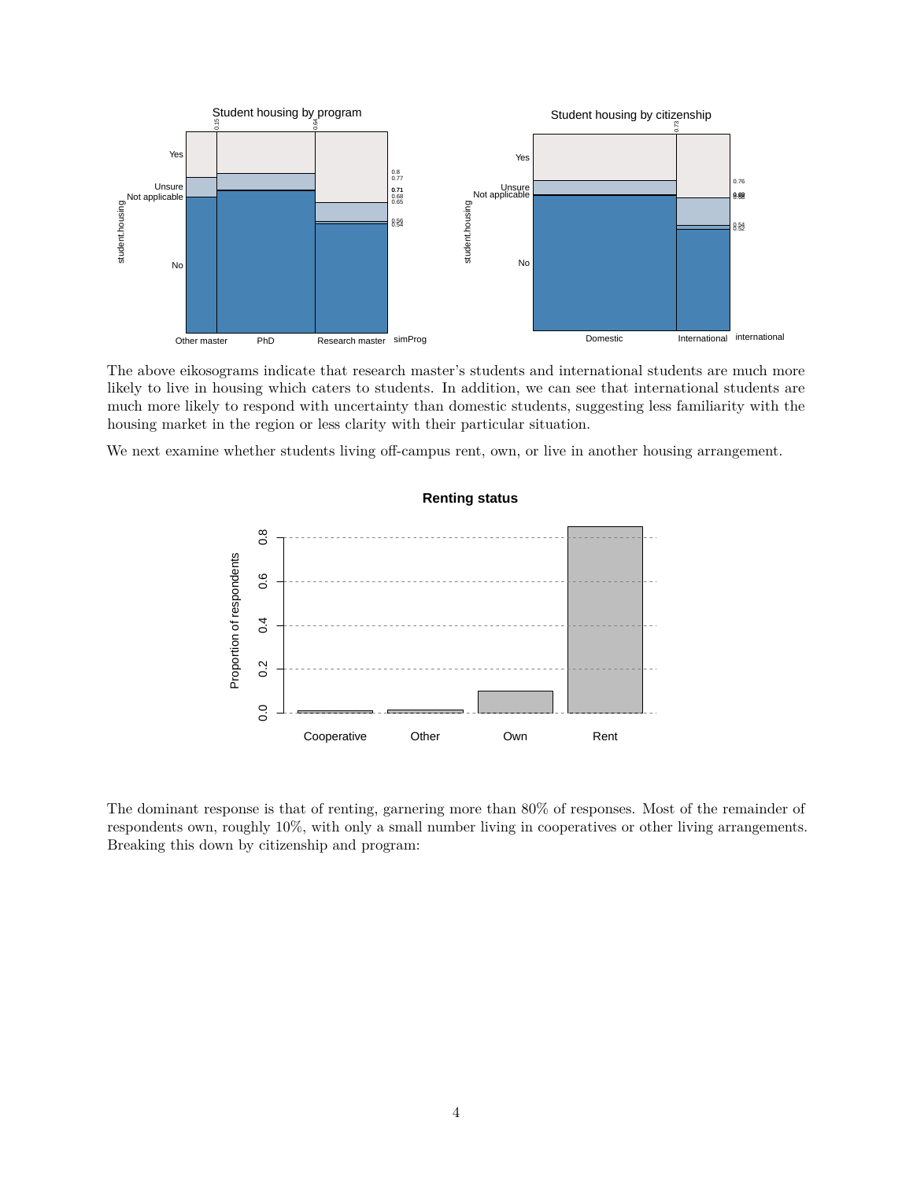The above eikosograms indicate that research master's students and international students are much more likely to live in housing which caters to students. In addition, we can see that international students are much more likely to respond with uncertainty than domestic students, suggesting less familiarity with the housing market in the region or less clarity with their particular situation.

We next examine whether students living off-campus rent, own, or live in another housing arrangement.

The dominant response is that of renting, garnering more than 80% of responses. Most of the remainder of respondents own, roughly 10%, with only a small number living in cooperatives or other living arrangements. Breaking this down by citizenship and program: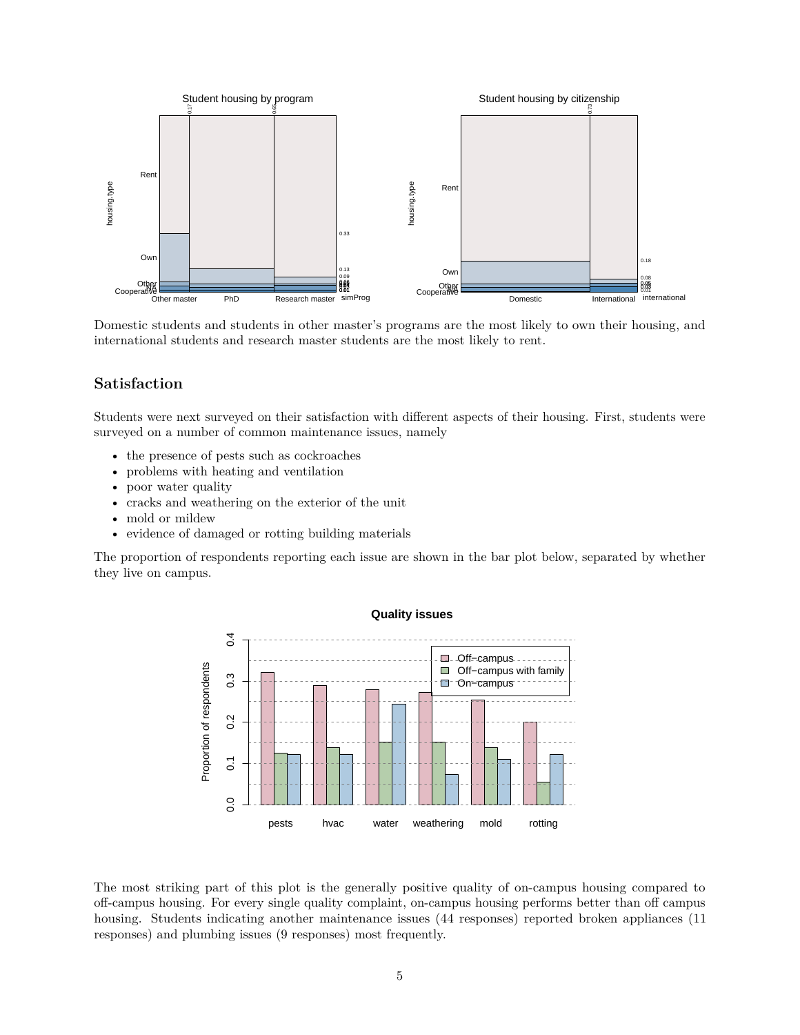Domestic students and students in other master's programs are the most likely to own their housing, and international students and research master students are the most likely to rent.

## Satisfaction

Students were next surveyed on their satisfaction with different aspects of their housing. First, students were surveyed on a number of common maintenance issues, namely

- the presence of pests such as cockroaches
- problems with heating and ventilation
- poor water quality
- cracks and weathering on the exterior of the unit
- mold or mildew
- evidence of damaged or rotting building materials

The proportion of respondents reporting each issue are shown in the bar plot below, separated by whether they live on campus.

The most striking part of this plot is the generally positive quality of on-campus housing compared to off-campus housing. For every single quality complaint, on-campus housing performs better than off campus housing. Students indicating another maintenance issues (44 responses) reported broken appliances (11 responses) and plumbing issues (9 responses) most frequently.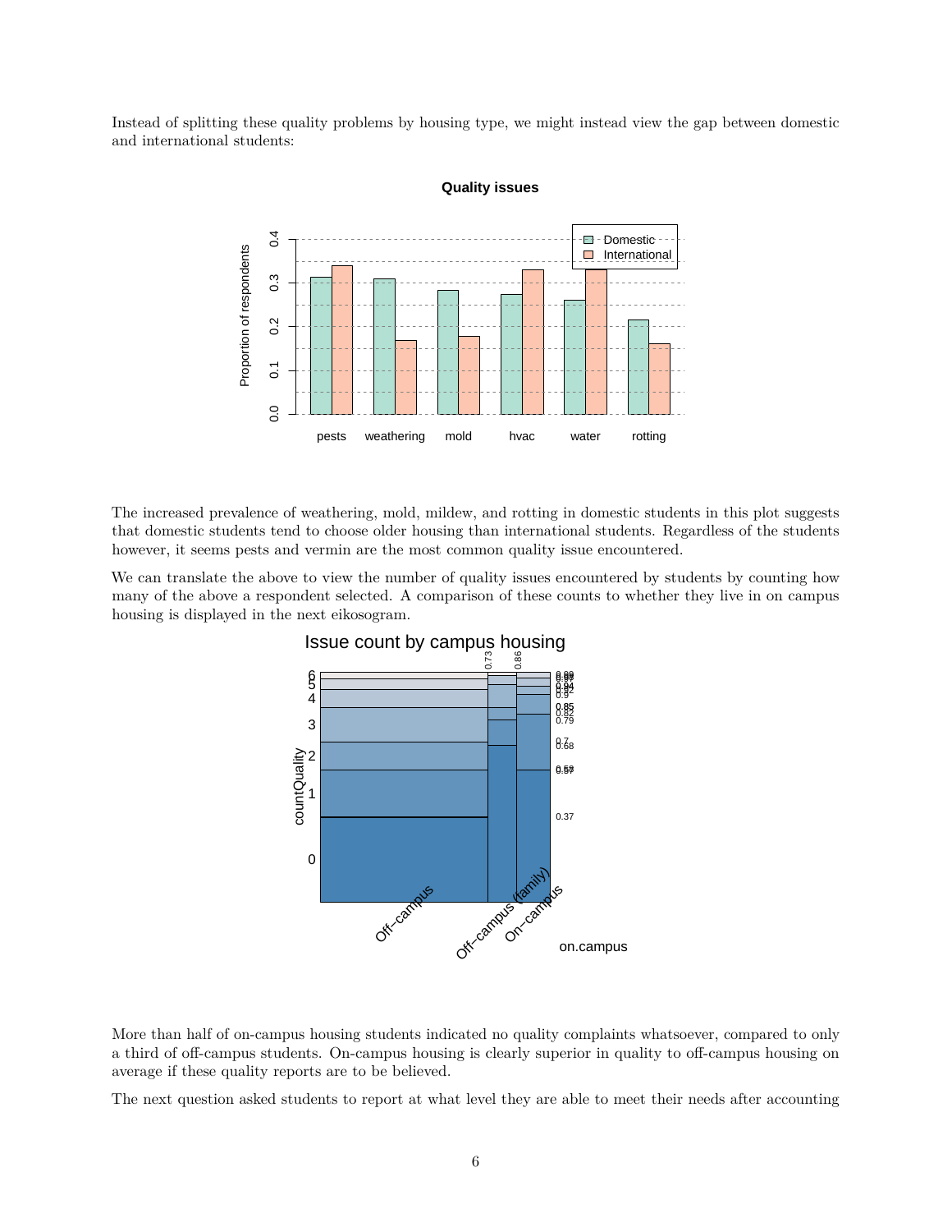Instead of splitting these quality problems by housing type, we might instead view the gap between domestic and international students:

The increased prevalence of weathering, mold, mildew, and rotting in domestic students in this plot suggests that domestic students tend to choose older housing than international students. Regardless of the students however, it seems pests and vermin are the most common quality issue encountered.

We can translate the above to view the number of quality issues encountered by students by counting how many of the above a respondent selected. A comparison of these counts to whether they live in on campus housing is displayed in the next eikosogram.

More than half of on-campus housing students indicated no quality complaints whatsoever, compared to only a third of off-campus students. On-campus housing is clearly superior in quality to off-campus housing on average if these quality reports are to be believed.

The next question asked students to report at what level they are able to meet their needs after accounting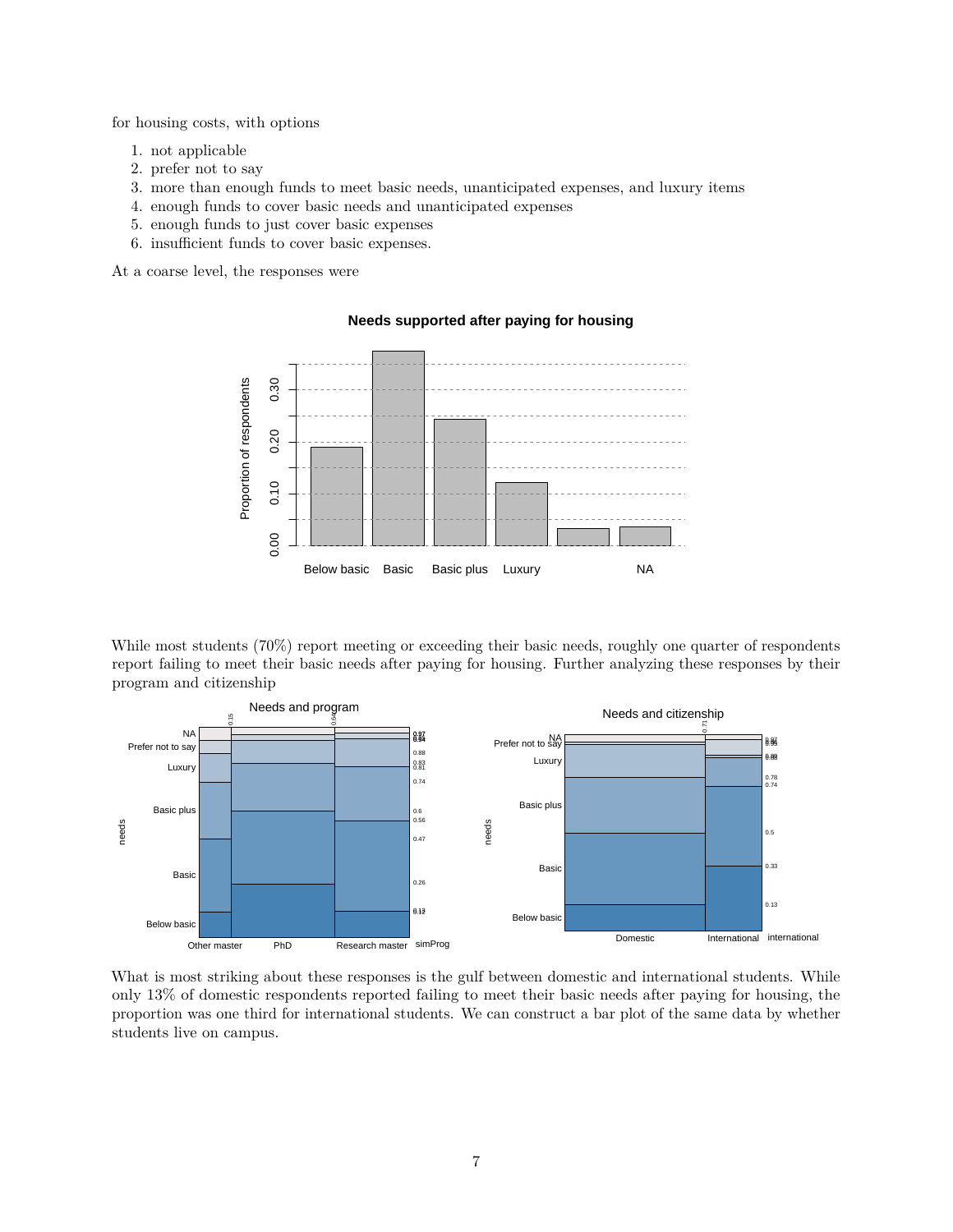for housing costs, with options

1. not applicable
2. prefer not to say
3. more than enough funds to meet basic needs, unanticipated expenses, and luxury items
4. enough funds to cover basic needs and unanticipated expenses
5. enough funds to just cover basic expenses
6. insufficient funds to cover basic expenses.

At a coarse level, the responses were

While most students (70%) report meeting or exceeding their basic needs, roughly one quarter of respondents report failing to meet their basic needs after paying for housing. Further analyzing these responses by their program and citizenship

What is most striking about these responses is the gulf between domestic and international students. While only 13% of domestic respondents reported failing to meet their basic needs after paying for housing, the proportion was one third for international students. We can construct a bar plot of the same data by whether students live on campus.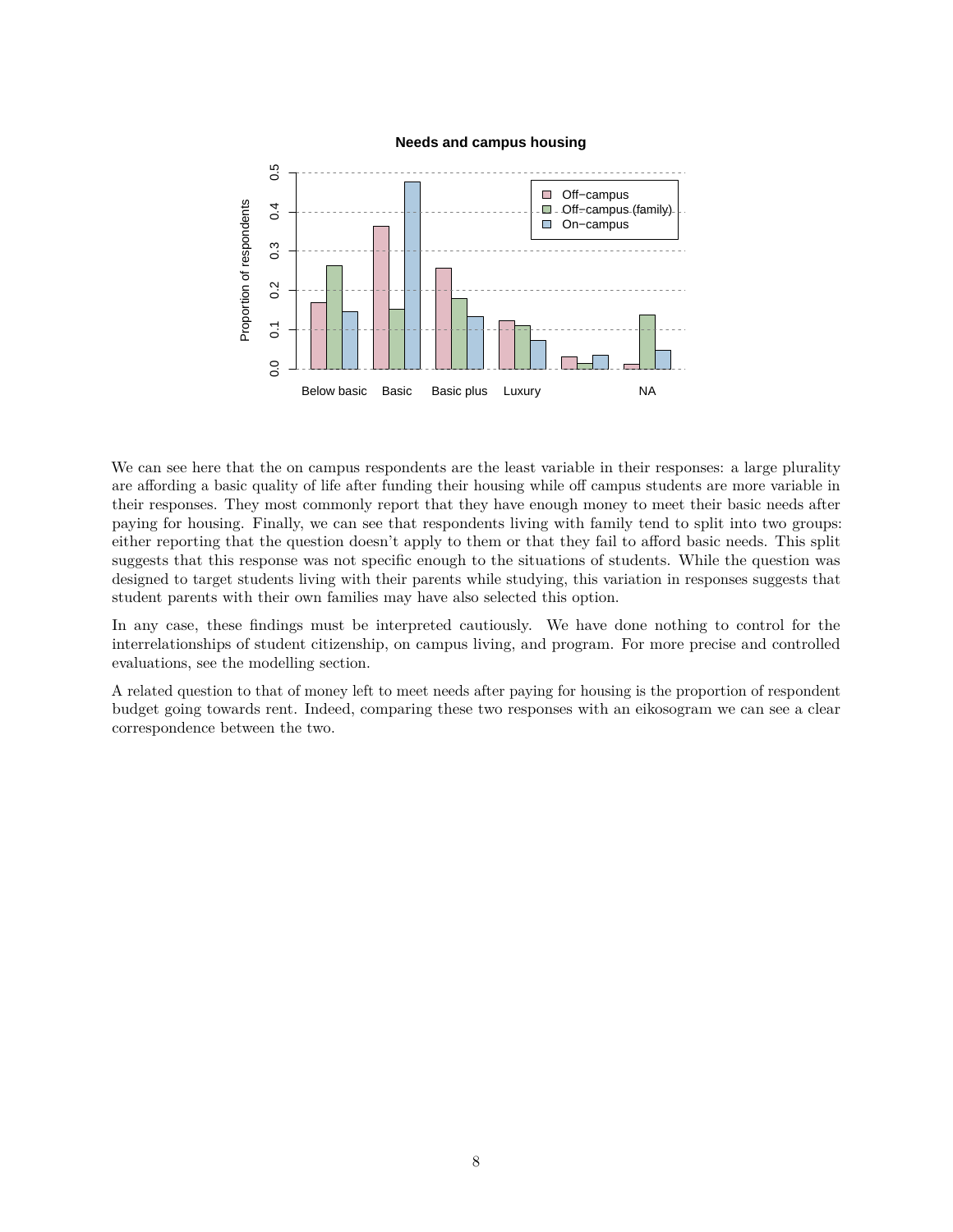We can see here that the on campus respondents are the least variable in their responses: a large plurality are affording a basic quality of life after funding their housing while off campus students are more variable in their responses. They most commonly report that they have enough money to meet their basic needs after paying for housing. Finally, we can see that respondents living with family tend to split into two groups: either reporting that the question doesn't apply to them or that they fail to afford basic needs. This split suggests that this response was not specific enough to the situations of students. While the question was designed to target students living with their parents while studying, this variation in responses suggests that student parents with their own families may have also selected this option.

In any case, these findings must be interpreted cautiously. We have done nothing to control for the interrelationships of student citizenship, on campus living, and program. For more precise and controlled evaluations, see the modelling section.

A related question to that of money left to meet needs after paying for housing is the proportion of respondent budget going towards rent. Indeed, comparing these two responses with an eikosogram we can see a clear correspondence between the two.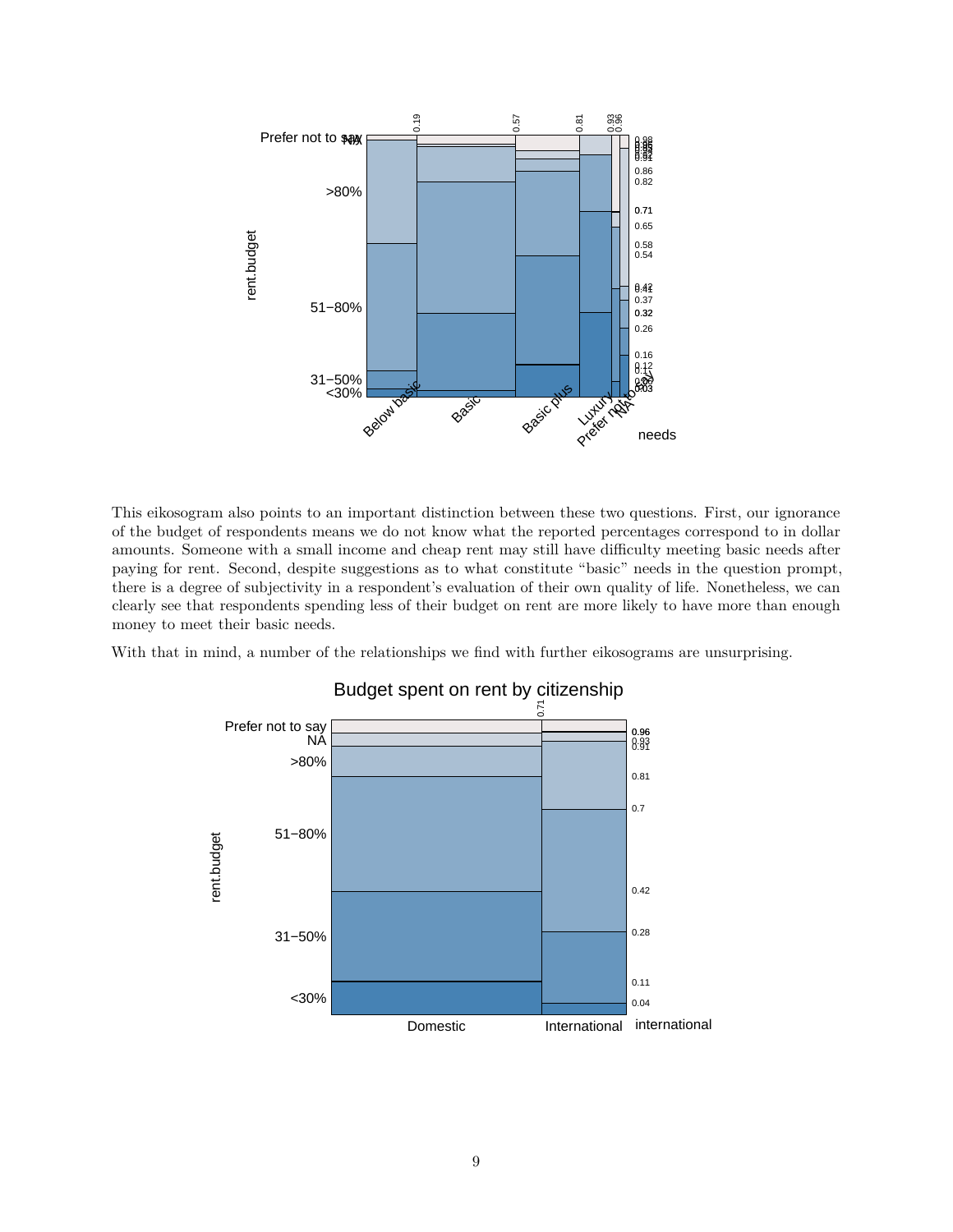This eikosogram also points to an important distinction between these two questions. First, our ignorance of the budget of respondents means we do not know what the reported percentages correspond to in dollar amounts. Someone with a small income and cheap rent may still have difficulty meeting basic needs after paying for rent. Second, despite suggestions as to what constitute "basic" needs in the question prompt, there is a degree of subjectivity in a respondent's evaluation of their own quality of life. Nonetheless, we can clearly see that respondents spending less of their budget on rent are more likely to have more than enough money to meet their basic needs.

With that in mind, a number of the relationships we find with further eikosograms are unsurprising.

Budget spent on rent by citizenship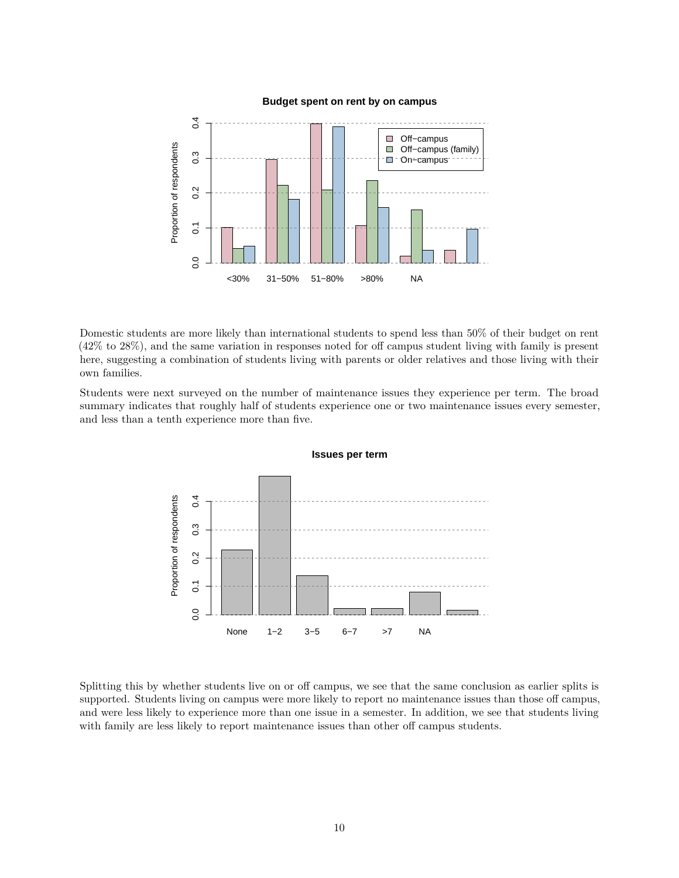Domestic students are more likely than international students to spend less than 50% of their budget on rent (42% to 28%), and the same variation in responses noted for off campus student living with family is present here, suggesting a combination of students living with parents or older relatives and those living with their own families.

Students were next surveyed on the number of maintenance issues they experience per term. The broad summary indicates that roughly half of students experience one or two maintenance issues every semester, and less than a tenth experience more than five.

Splitting this by whether students live on or off campus, we see that the same conclusion as earlier splits is supported. Students living on campus were more likely to report no maintenance issues than those off campus, and were less likely to experience more than one issue in a semester. In addition, we see that students living with family are less likely to report maintenance issues than other off campus students.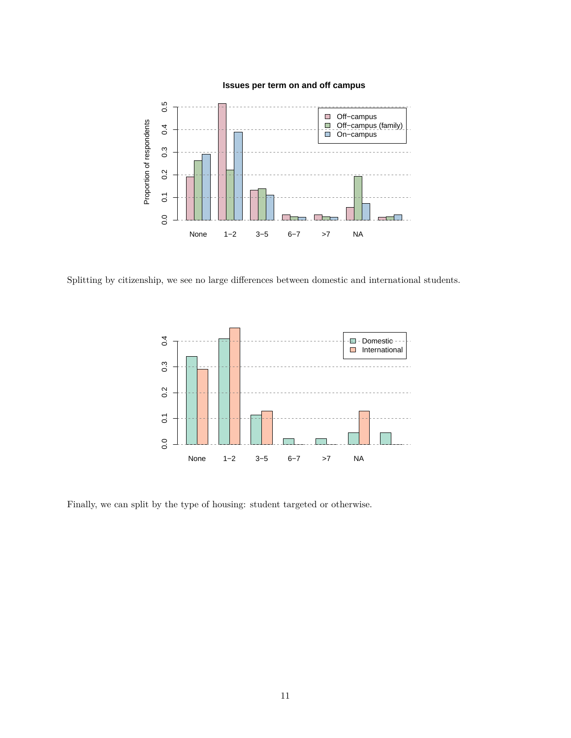Splitting by citizenship, we see no large differences between domestic and international students.

Finally, we can split by the type of housing: student targeted or otherwise.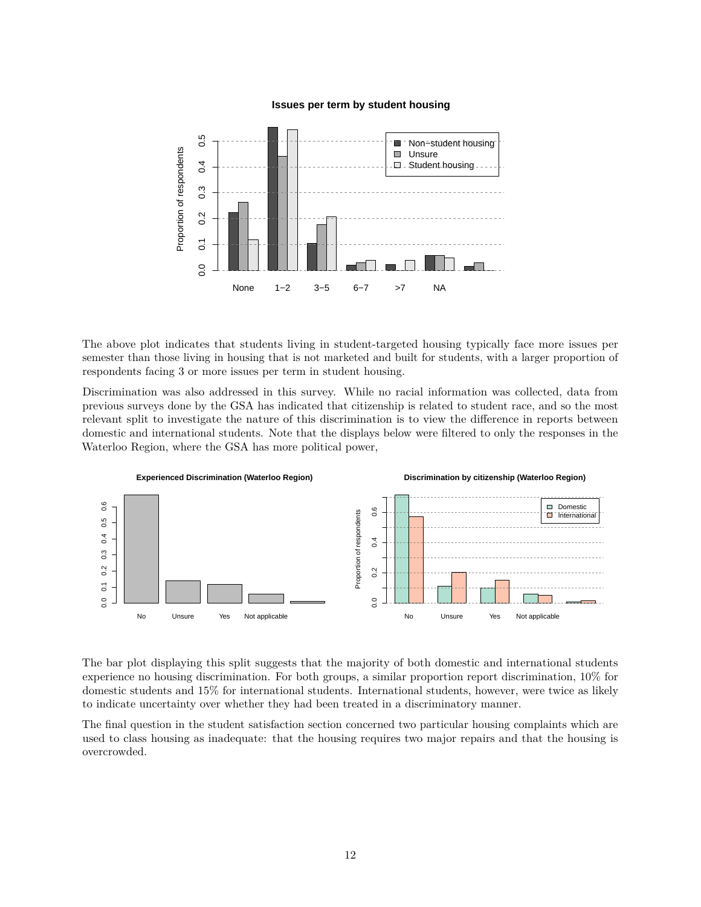The above plot indicates that students living in student-targeted housing typically face more issues per semester than those living in housing that is not marketed and built for students, with a larger proportion of respondents facing 3 or more issues per term in student housing.

Discrimination was also addressed in this survey. While no racial information was collected, data from previous surveys done by the GSA has indicated that citizenship is related to student race, and so the most relevant split to investigate the nature of this discrimination is to view the difference in reports between domestic and international students. Note that the displays below were filtered to only the responses in the Waterloo Region, where the GSA has more political power,

The bar plot displaying this split suggests that the majority of both domestic and international students experience no housing discrimination. For both groups, a similar proportion report discrimination, 10% for domestic students and 15% for international students. International students, however, were twice as likely to indicate uncertainty over whether they had been treated in a discriminatory manner.

The final question in the student satisfaction section concerned two particular housing complaints which are used to class housing as inadequate: that the housing requires two major repairs and that the housing is overcrowded.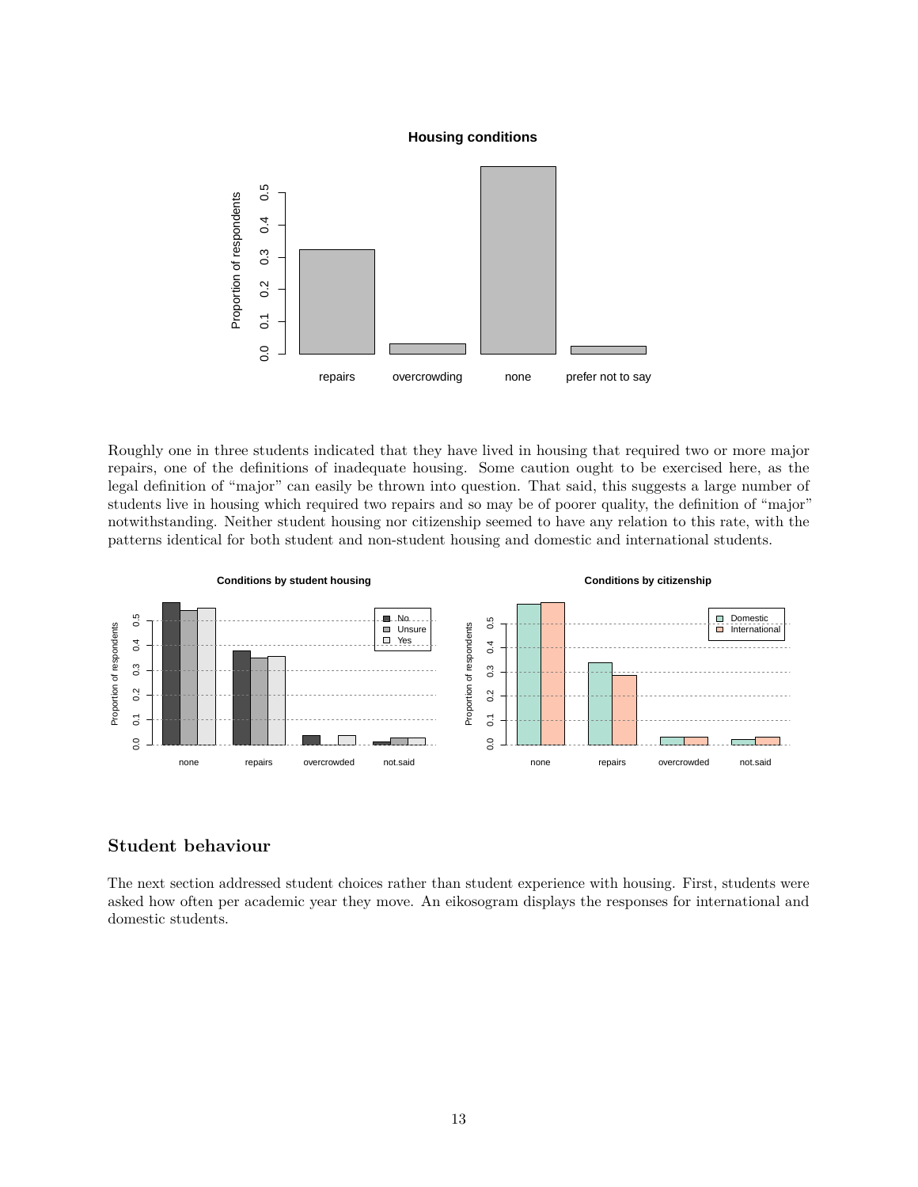Roughly one in three students indicated that they have lived in housing that required two or more major repairs, one of the definitions of inadequate housing. Some caution ought to be exercised here, as the legal definition of "major" can easily be thrown into question. That said, this suggests a large number of students live in housing which required two repairs and so may be of poorer quality, the definition of "major" notwithstanding. Neither student housing nor citizenship seemed to have any relation to this rate, with the patterns identical for both student and non-student housing and domestic and international students.

## Student behaviour

The next section addressed student choices rather than student experience with housing. First, students were asked how often per academic year they move. An eikosogram displays the responses for international and domestic students.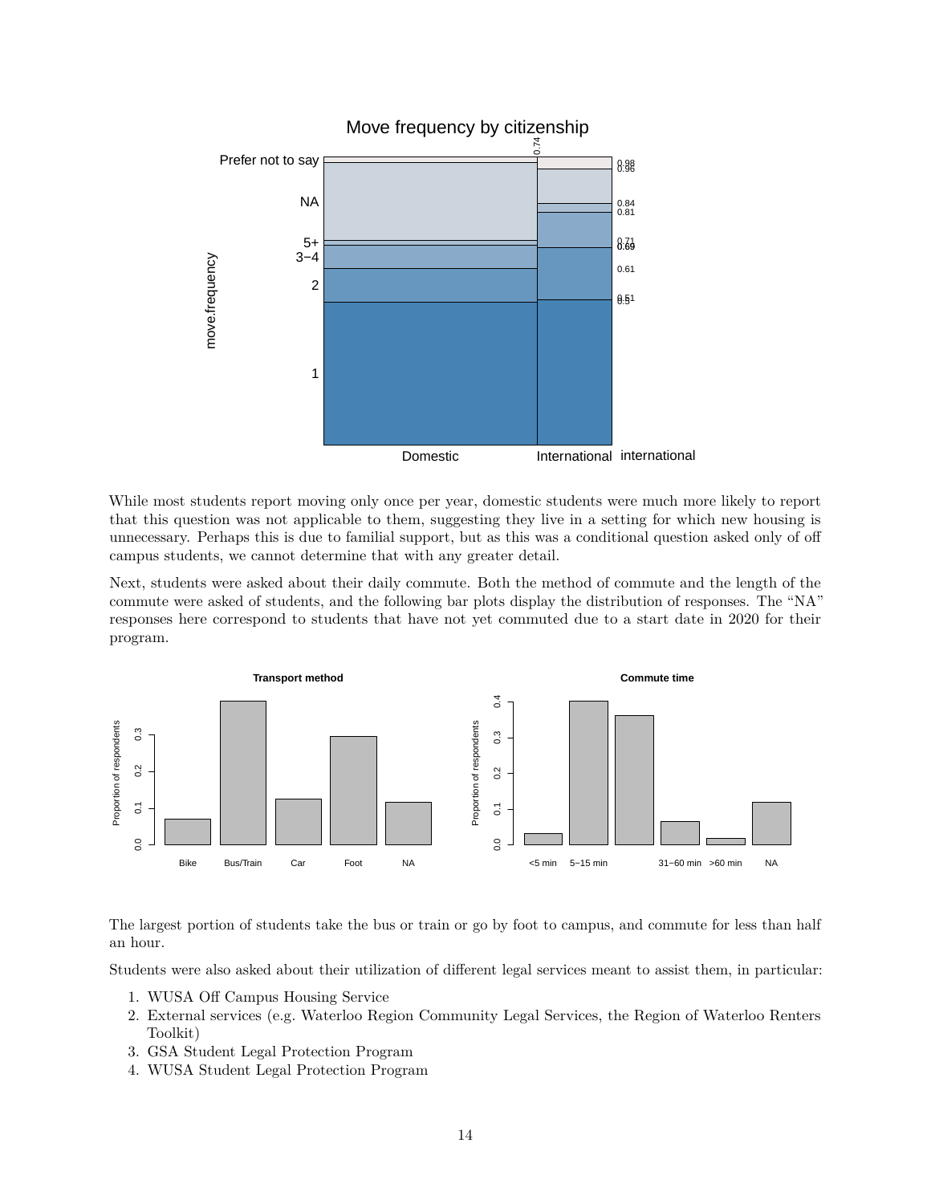While most students report moving only once per year, domestic students were much more likely to report that this question was not applicable to them, suggesting they live in a setting for which new housing is unnecessary. Perhaps this is due to familial support, but as this was a conditional question asked only of off campus students, we cannot determine that with any greater detail.

Next, students were asked about their daily commute. Both the method of commute and the length of the commute were asked of students, and the following bar plots display the distribution of responses. The "NA" responses here correspond to students that have not yet commuted due to a start date in 2020 for their program.

The largest portion of students take the bus or train or go by foot to campus, and commute for less than half an hour.

Students were also asked about their utilization of different legal services meant to assist them, in particular:

1. WUSA Off Campus Housing Service
2. External services (e.g. Waterloo Region Community Legal Services, the Region of Waterloo Renters Toolkit)
3. GSA Student Legal Protection Program
4. WUSA Student Legal Protection Program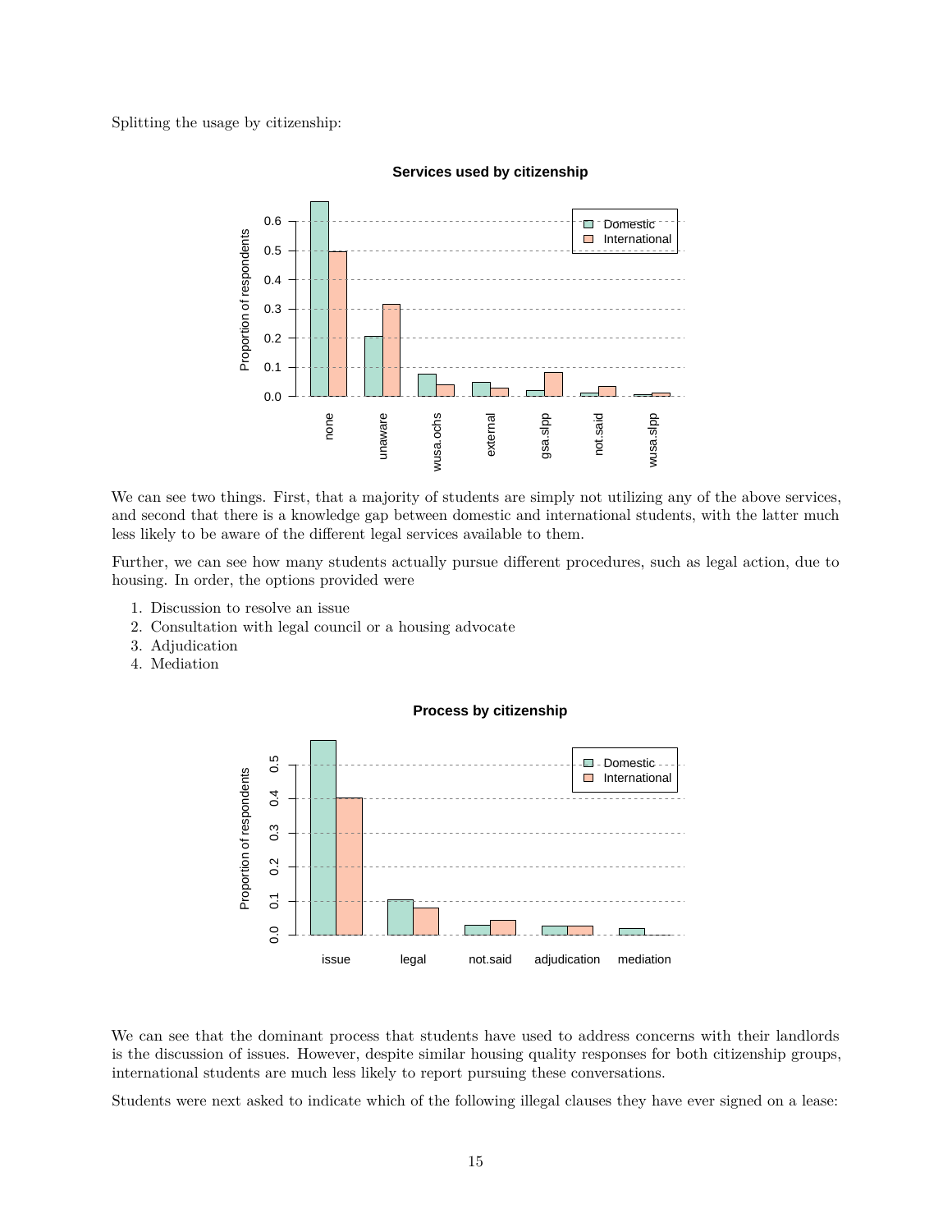Splitting the usage by citizenship:

We can see two things. First, that a majority of students are simply not utilizing any of the above services, and second that there is a knowledge gap between domestic and international students, with the latter much less likely to be aware of the different legal services available to them.

Further, we can see how many students actually pursue different procedures, such as legal action, due to housing. In order, the options provided were

1. Discussion to resolve an issue
2. Consultation with legal council or a housing advocate
3. Adjudication
4. Mediation

We can see that the dominant process that students have used to address concerns with their landlords is the discussion of issues. However, despite similar housing quality responses for both citizenship groups, international students are much less likely to report pursuing these conversations.

Students were next asked to indicate which of the following illegal clauses they have ever signed on a lease: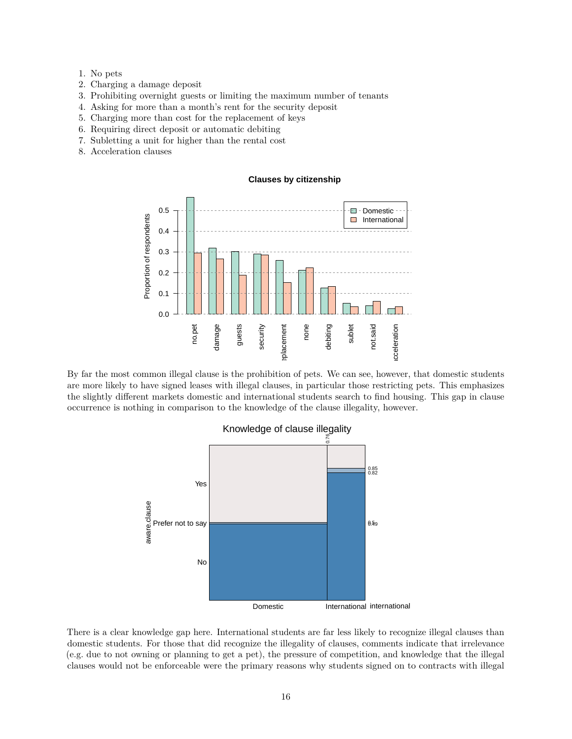1. No pets
2. Charging a damage deposit
3. Prohibiting overnight guests or limiting the maximum number of tenants
4. Asking for more than a month's rent for the security deposit
5. Charging more than cost for the replacement of keys
6. Requiring direct deposit or automatic debiting
7. Subletting a unit for higher than the rental cost
8. Acceleration clauses

By far the most common illegal clause is the prohibition of pets. We can see, however, that domestic students are more likely to have signed leases with illegal clauses, in particular those restricting pets. This emphasizes the slightly different markets domestic and international students search to find housing. This gap in clause occurrence is nothing in comparison to the knowledge of the clause illegality, however.

There is a clear knowledge gap here. International students are far less likely to recognize illegal clauses than domestic students. For those that did recognize the illegality of clauses, comments indicate that irrelevance (e.g. due to not owning or planning to get a pet), the pressure of competition, and knowledge that the illegal clauses would not be enforceable were the primary reasons why students signed on to contracts with illegal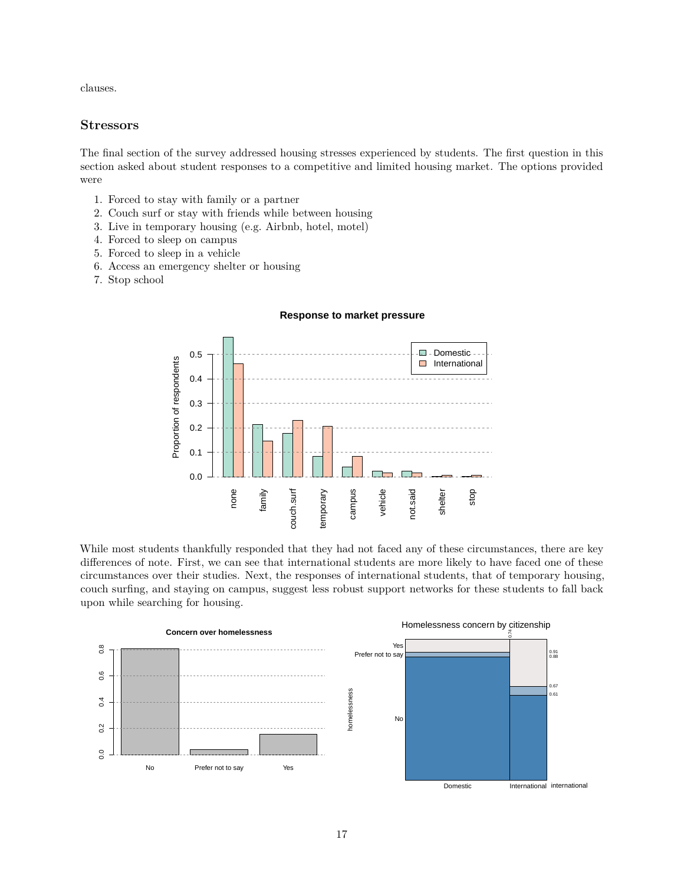clauses.

## Stressors

The final section of the survey addressed housing stresses experienced by students. The first question in this section asked about student responses to a competitive and limited housing market. The options provided were

1. Forced to stay with family or a partner
2. Couch surf or stay with friends while between housing
3. Live in temporary housing (e.g. Airbnb, hotel, motel)
4. Forced to sleep on campus
5. Forced to sleep in a vehicle
6. Access an emergency shelter or housing
7. Stop school

While most students thankfully responded that they had not faced any of these circumstances, there are key differences of note. First, we can see that international students are more likely to have faced one of these circumstances over their studies. Next, the responses of international students, that of temporary housing, couch surfing, and staying on campus, suggest less robust support networks for these students to fall back upon while searching for housing.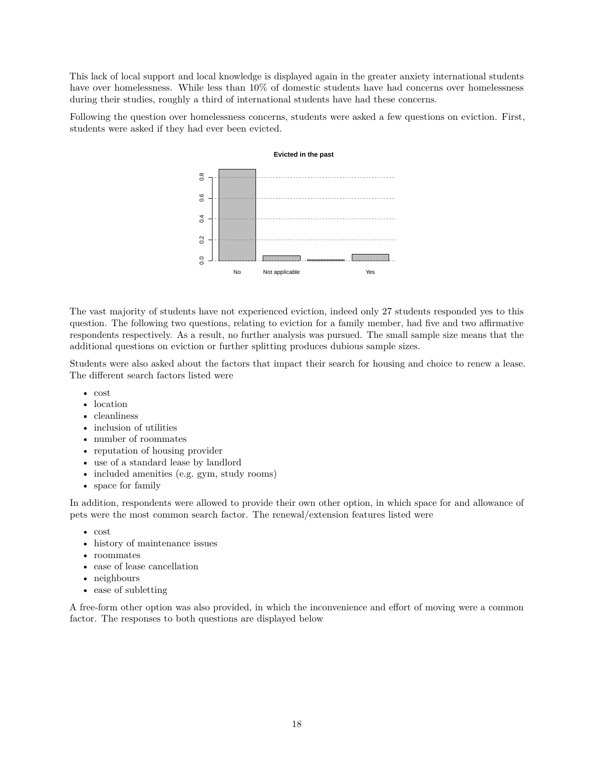This lack of local support and local knowledge is displayed again in the greater anxiety international students have over homelessness. While less than 10% of domestic students have had concerns over homelessness during their studies, roughly a third of international students have had these concerns.

Following the question over homelessness concerns, students were asked a few questions on eviction. First, students were asked if they had ever been evicted.

The vast majority of students have not experienced eviction, indeed only 27 students responded yes to this question. The following two questions, relating to eviction for a family member, had five and two affirmative respondents respectively. As a result, no further analysis was pursued. The small sample size means that the additional questions on eviction or further splitting produces dubious sample sizes.

Students were also asked about the factors that impact their search for housing and choice to renew a lease. The different search factors listed were

- cost
- location
- cleanliness
- inclusion of utilities
- number of roommates
- reputation of housing provider
- use of a standard lease by landlord
- included amenities (e.g. gym, study rooms)
- space for family

In addition, respondents were allowed to provide their own other option, in which space for and allowance of pets were the most common search factor. The renewal/extension features listed were

- cost
- history of maintenance issues
- roommates
- ease of lease cancellation
- neighbours
- ease of subletting

A free-form other option was also provided, in which the inconvenience and effort of moving were a common factor. The responses to both questions are displayed below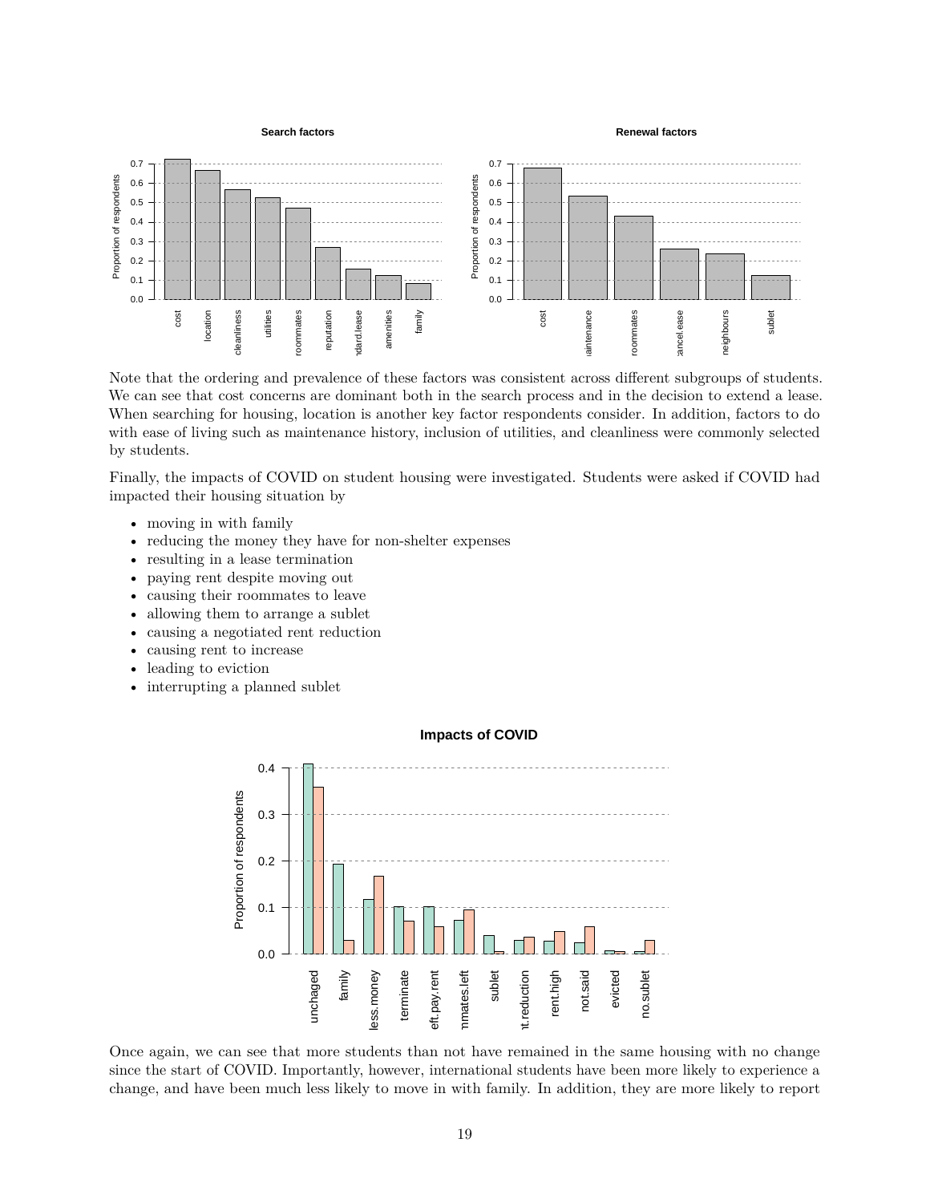Note that the ordering and prevalence of these factors was consistent across different subgroups of students. We can see that cost concerns are dominant both in the search process and in the decision to extend a lease. When searching for housing, location is another key factor respondents consider. In addition, factors to do with ease of living such as maintenance history, inclusion of utilities, and cleanliness were commonly selected by students.

Finally, the impacts of COVID on student housing were investigated. Students were asked if COVID had impacted their housing situation by

- moving in with family
- reducing the money they have for non-shelter expenses
- resulting in a lease termination
- paying rent despite moving out
- causing their roommates to leave
- allowing them to arrange a sublet
- causing a negotiated rent reduction
- causing rent to increase
- leading to eviction
- interrupting a planned sublet

Once again, we can see that more students than not have remained in the same housing with no change since the start of COVID. Importantly, however, international students have been more likely to experience a change, and have been much less likely to move in with family. In addition, they are more likely to report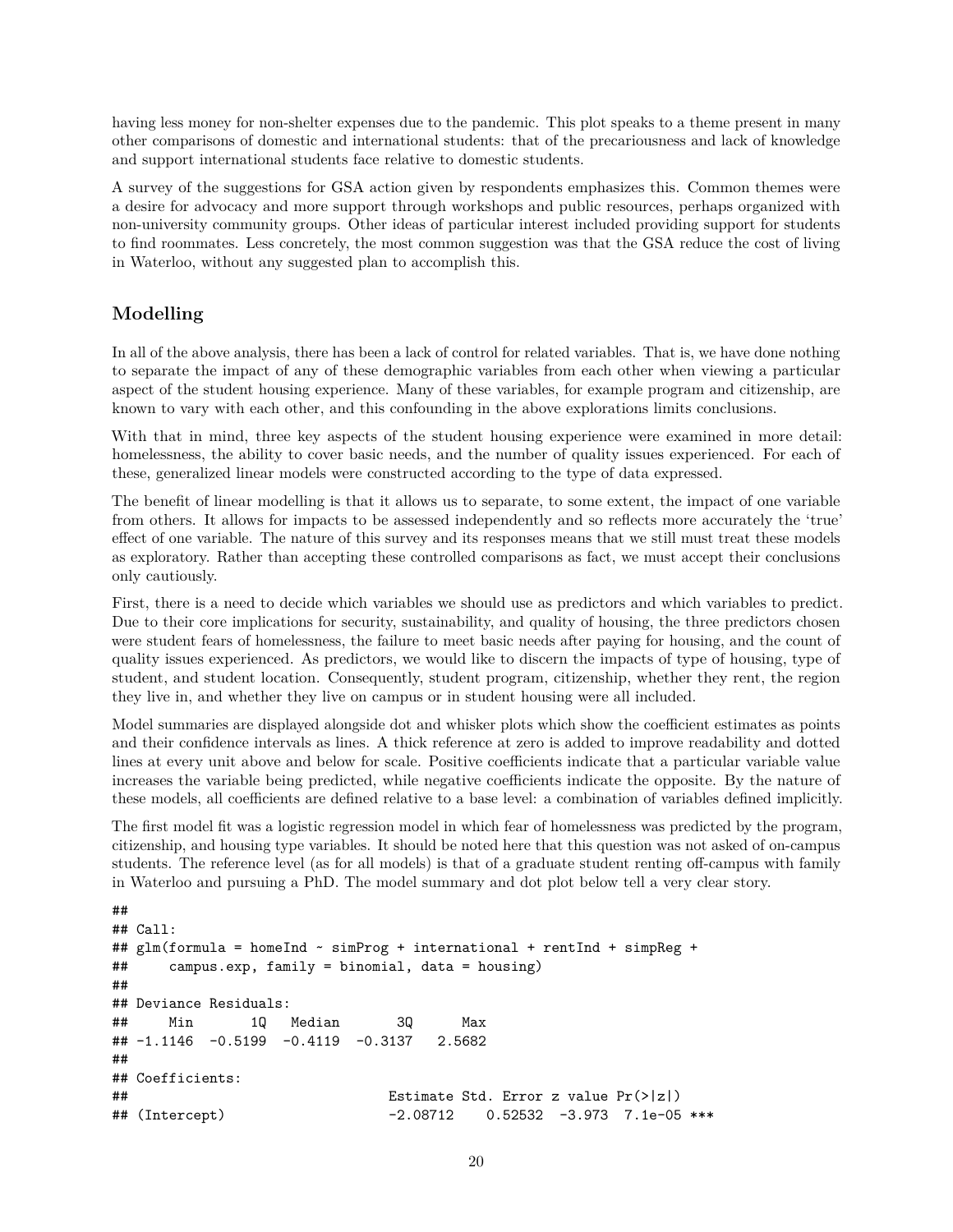having less money for non-shelter expenses due to the pandemic. This plot speaks to a theme present in many other comparisons of domestic and international students: that of the precariousness and lack of knowledge and support international students face relative to domestic students.

A survey of the suggestions for GSA action given by respondents emphasizes this. Common themes were a desire for advocacy and more support through workshops and public resources, perhaps organized with non-university community groups. Other ideas of particular interest included providing support for students to find roommates. Less concretely, the most common suggestion was that the GSA reduce the cost of living in Waterloo, without any suggested plan to accomplish this.

## Modelling

In all of the above analysis, there has been a lack of control for related variables. That is, we have done nothing to separate the impact of any of these demographic variables from each other when viewing a particular aspect of the student housing experience. Many of these variables, for example program and citizenship, are known to vary with each other, and this confounding in the above explorations limits conclusions.

With that in mind, three key aspects of the student housing experience were examined in more detail: homelessness, the ability to cover basic needs, and the number of quality issues experienced. For each of these, generalized linear models were constructed according to the type of data expressed.

The benefit of linear modelling is that it allows us to separate, to some extent, the impact of one variable from others. It allows for impacts to be assessed independently and so reflects more accurately the 'true' effect of one variable. The nature of this survey and its responses means that we still must treat these models as exploratory. Rather than accepting these controlled comparisons as fact, we must accept their conclusions only cautiously.

First, there is a need to decide which variables we should use as predictors and which variables to predict. Due to their core implications for security, sustainability, and quality of housing, the three predictors chosen were student fears of homelessness, the failure to meet basic needs after paying for housing, and the count of quality issues experienced. As predictors, we would like to discern the impacts of type of housing, type of student, and student location. Consequently, student program, citizenship, whether they rent, the region they live in, and whether they live on campus or in student housing were all included.

Model summaries are displayed alongside dot and whisker plots which show the coefficient estimates as points and their confidence intervals as lines. A thick reference at zero is added to improve readability and dotted lines at every unit above and below for scale. Positive coefficients indicate that a particular variable value increases the variable being predicted, while negative coefficients indicate the opposite. By the nature of these models, all coefficients are defined relative to a base level: a combination of variables defined implicitly.

The first model fit was a logistic regression model in which fear of homelessness was predicted by the program, citizenship, and housing type variables. It should be noted here that this question was not asked of on-campus students. The reference level (as for all models) is that of a graduate student renting off-campus with family in Waterloo and pursuing a PhD. The model summary and dot plot below tell a very clear story.

```
## 
## Call:
## glm(formula = homeInd ~ simProg + international + rentInd + simpReg + 
##     campus.exp, family = binomial, data = housing)
## 
## Deviance Residuals: 
##     Min       1Q   Median       3Q      Max  
## -1.1146  -0.5199  -0.4119  -0.3137   2.5682  
## 
## Coefficients:
##                            Estimate Std. Error z value Pr(>|z|)    
## (Intercept)                -2.08712    0.52532  -3.973  7.1e-05 ***
```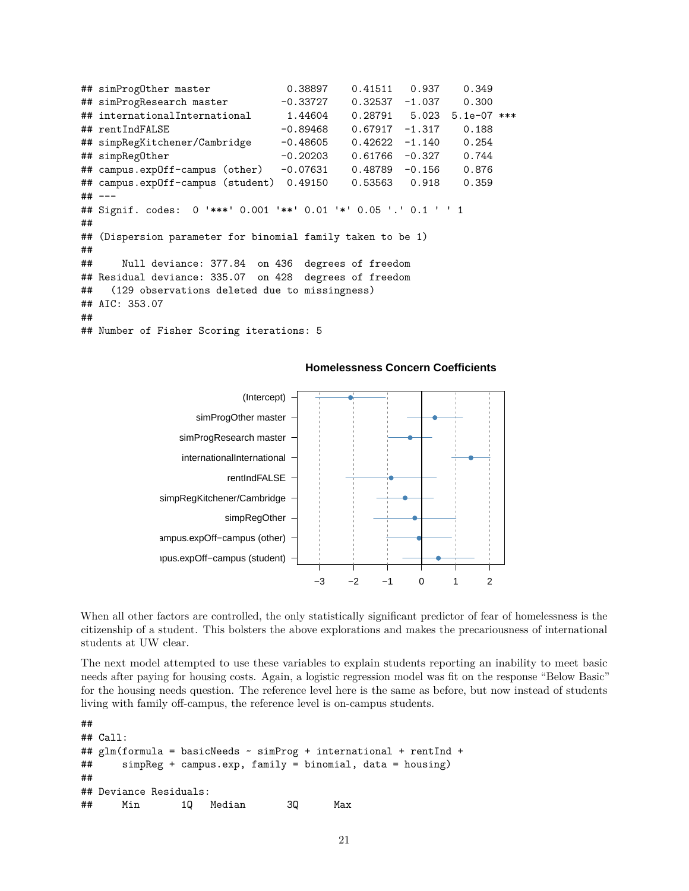```
## simpProgOther master             0.38897    0.41511   0.937    0.349
## simpProgResearch master         -0.33727    0.32537  -1.037    0.300
## internationalInternational       1.44604    0.28791   5.023  5.1e-07 ***
## rentIndFALSE                    -0.89468    0.67917  -1.317    0.188
## simpRegKitchener/Cambridge      -0.48605    0.42622  -1.140    0.254
## simpRegOther                    -0.20203    0.61766  -0.327    0.744
## campus.expOff-campus (other)    -0.07631    0.48789  -0.156    0.876
## campus.expOff-campus (student)   0.49150    0.53563   0.918    0.359
## ---
## Signif. codes:  0 '***' 0.001 '**' 0.01 '*' 0.05 '.' 0.1 ' ' 1
##
## (Dispersion parameter for binomial family taken to be 1)
##
##     Null deviance: 377.84  on 436  degrees of freedom
## Residual deviance: 335.07  on 428  degrees of freedom
##   (129 observations deleted due to missingness)
## AIC: 353.07
##
## Number of Fisher Scoring iterations: 5
```

**Homelessness Concern Coefficients**

When all other factors are controlled, the only statistically significant predictor of fear of homelessness is the citizenship of a student. This bolsters the above explorations and makes the precariousness of international students at UW clear.

The next model attempted to use these variables to explain students reporting an inability to meet basic needs after paying for housing costs. Again, a logistic regression model was fit on the response "Below Basic" for the housing needs question. The reference level here is the same as before, but now instead of students living with family off-campus, the reference level is on-campus students.

```
##
## Call:
## glm(formula = basicNeeds ~ simpProg + international + rentInd +
##     simpReg + campus.exp, family = binomial, data = housing)
##
## Deviance Residuals:
##     Min       1Q   Median       3Q      Max
```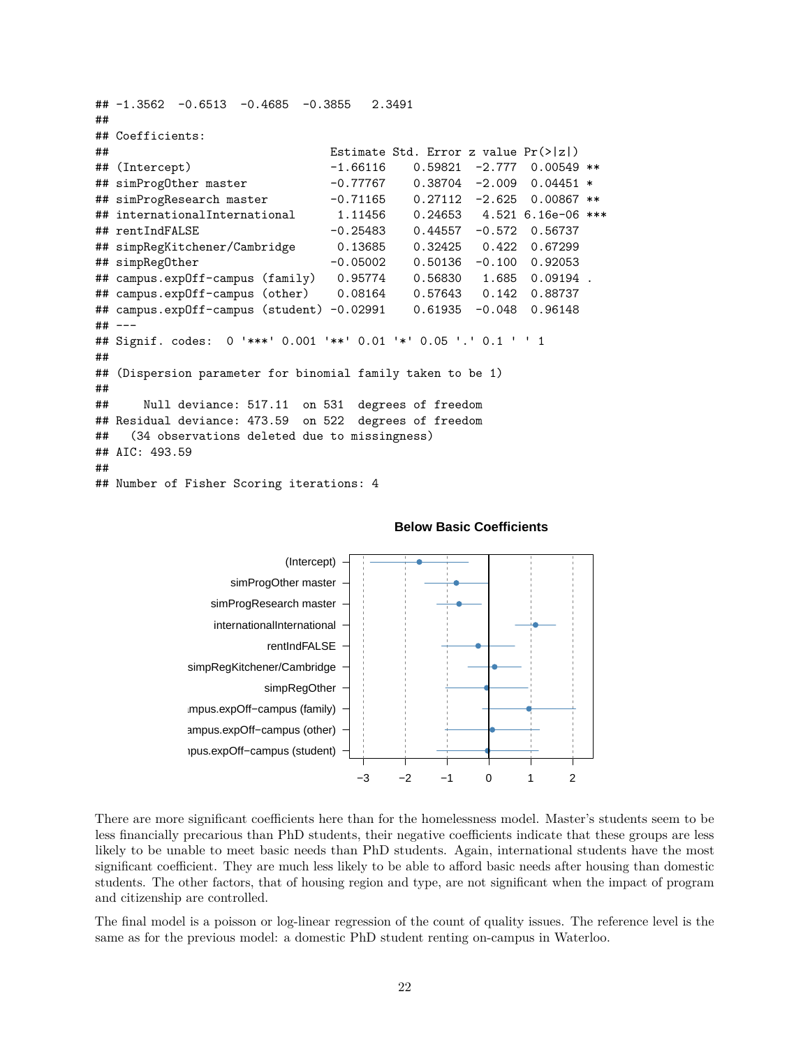```
## -1.3562  -0.6513  -0.4685  -0.3855   2.3491
##
## Coefficients:
##                              Estimate Std. Error z value Pr(>|z|)
## (Intercept)                  -1.66116    0.59821  -2.777  0.00549 **
## simProgOther master          -0.77767    0.38704  -2.009  0.04451 *
## simProgResearch master       -0.71165    0.27112  -2.625  0.00867 **
## internationalInternational    1.11456    0.24653   4.521 6.16e-06 ***
## rentIndFALSE                 -0.25483    0.44557  -0.572  0.56737
## simpRegKitchener/Cambridge    0.13685    0.32425   0.422  0.67299
## simpRegOther                 -0.05002    0.50136  -0.100  0.92053
## campus.expOff-campus (family)  0.95774    0.56830   1.685  0.09194 .
## campus.expOff-campus (other)   0.08164    0.57643   0.142  0.88737
## campus.expOff-campus (student) -0.02991    0.61935  -0.048  0.96148
## ---
## Signif. codes:  0 '***' 0.001 '**' 0.01 '*' 0.05 '.' 0.1 ' ' 1
##
## (Dispersion parameter for binomial family taken to be 1)
##
##     Null deviance: 517.11  on 531  degrees of freedom
## Residual deviance: 473.59  on 522  degrees of freedom
##   (34 observations deleted due to missingness)
## AIC: 493.59
##
## Number of Fisher Scoring iterations: 4
```

**Below Basic Coefficients**

There are more significant coefficients here than for the homelessness model. Master's students seem to be less financially precarious than PhD students, their negative coefficients indicate that these groups are less likely to be unable to meet basic needs than PhD students. Again, international students have the most significant coefficient. They are much less likely to be able to afford basic needs after housing than domestic students. The other factors, that of housing region and type, are not significant when the impact of program and citizenship are controlled.

The final model is a poisson or log-linear regression of the count of quality issues. The reference level is the same as for the previous model: a domestic PhD student renting on-campus in Waterloo.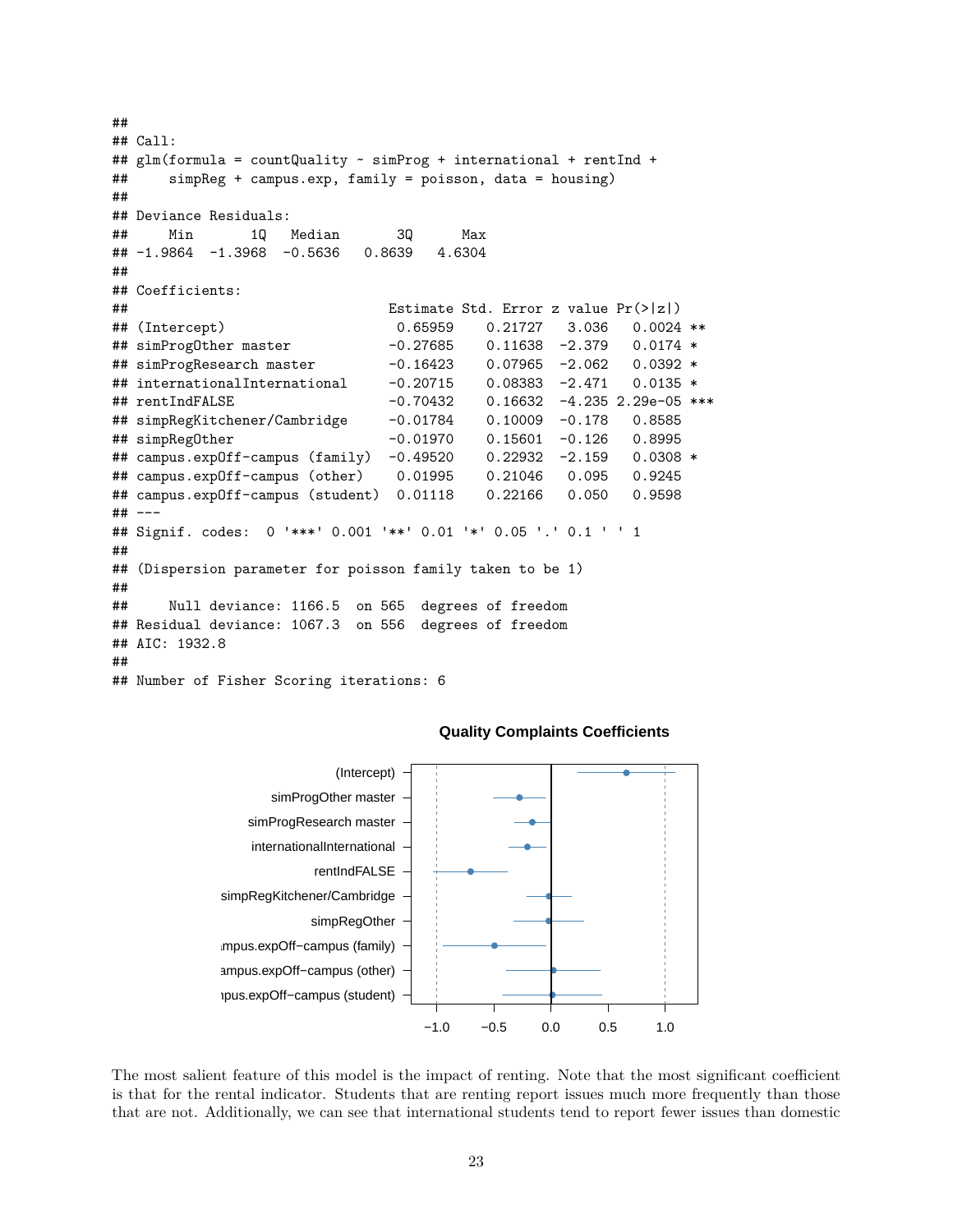```
##
## Call:
## glm(formula = countQuality ~ simProg + international + rentInd +
##     simpReg + campus.exp, family = poisson, data = housing)
##
## Deviance Residuals:
##     Min       1Q   Median       3Q      Max
## -1.9864  -1.3968  -0.5636   0.8639   4.6304
##
## Coefficients:
##                               Estimate Std. Error z value Pr(>|z|)
## (Intercept)                    0.65959    0.21727   3.036   0.0024 **
## simProgOther master           -0.27685    0.11638  -2.379   0.0174 *
## simProgResearch master        -0.16423    0.07965  -2.062   0.0392 *
## internationalInternational    -0.20715    0.08383  -2.471   0.0135 *
## rentIndFALSE                  -0.70432    0.16632  -4.235 2.29e-05 ***
## simpRegKitchener/Cambridge    -0.01784    0.10009  -0.178   0.8585
## simpRegOther                  -0.01970    0.15601  -0.126   0.8995
## campus.expOff-campus (family) -0.49520    0.22932  -2.159   0.0308 *
## campus.expOff-campus (other)   0.01995    0.21046   0.095   0.9245
## campus.expOff-campus (student) 0.01118    0.22166   0.050   0.9598
## ---
## Signif. codes:  0 '***' 0.001 '**' 0.01 '*' 0.05 '.' 0.1 ' ' 1
##
## (Dispersion parameter for poisson family taken to be 1)
##
##     Null deviance: 1166.5  on 565  degrees of freedom
## Residual deviance: 1067.3  on 556  degrees of freedom
## AIC: 1932.8
##
## Number of Fisher Scoring iterations: 6
```

**Quality Complaints Coefficients**

The most salient feature of this model is the impact of renting. Note that the most significant coefficient is that for the rental indicator. Students that are renting report issues much more frequently than those that are not. Additionally, we can see that international students tend to report fewer issues than domestic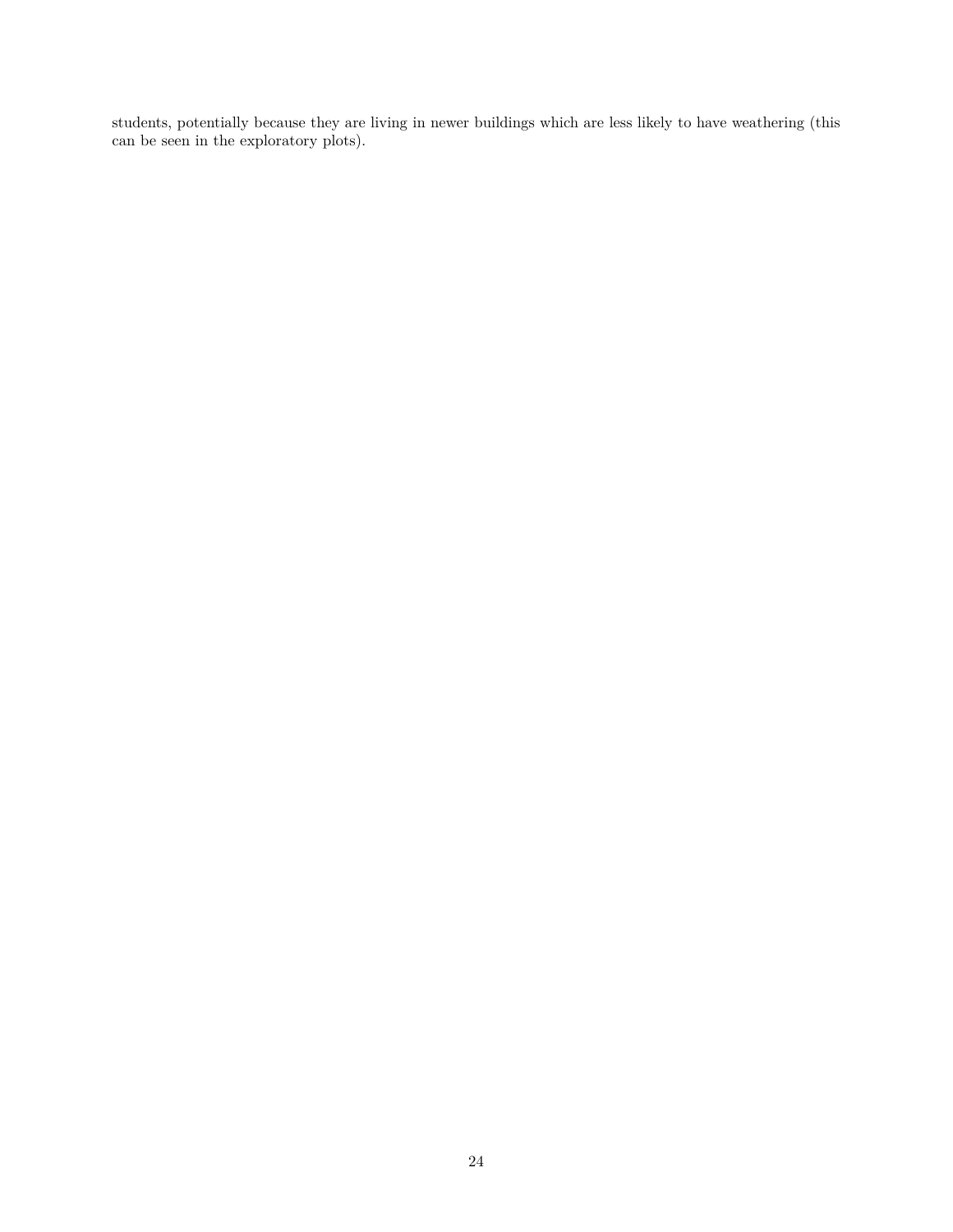students, potentially because they are living in newer buildings which are less likely to have weathering (this can be seen in the exploratory plots).